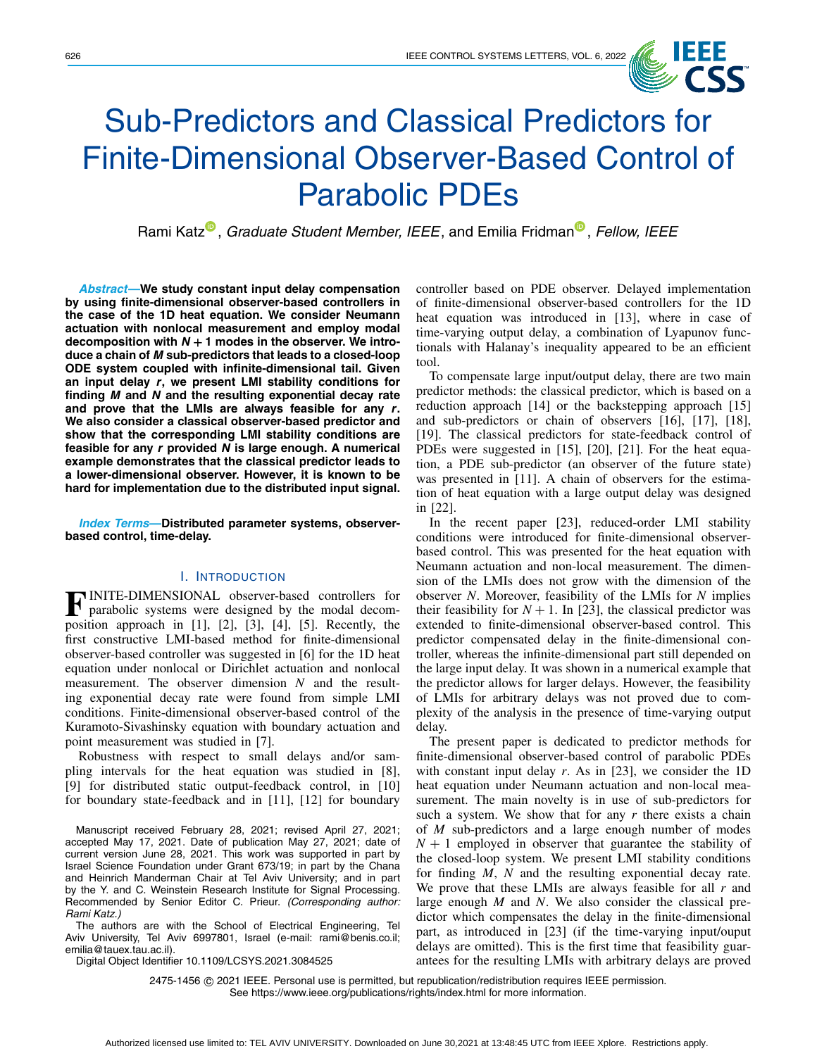# Sub-Predictors and Classical Predictors for Finite-Dimensional Observer-Based Control of Parabolic PDEs

Rami Katz, *Graduate Student Member, IEEE*, and Emilia Fridman, *Fellow, IEEE*

***Abstract*—We study constant input delay compensation by using finite-dimensional observer-based controllers in the case of the 1D heat equation. We consider Neumann actuation with nonlocal measurement and employ modal decomposition with $N+1$ modes in the observer. We introduce a chain of $M$ sub-predictors that leads to a closed-loop ODE system coupled with infinite-dimensional tail. Given an input delay $r$, we present LMI stability conditions for finding $M$ and $N$ and the resulting exponential decay rate and prove that the LMIs are always feasible for any $r$. We also consider a classical observer-based predictor and show that the corresponding LMI stability conditions are feasible for any $r$ provided $N$ is large enough. A numerical example demonstrates that the classical predictor leads to a lower-dimensional observer. However, it is known to be hard for implementation due to the distributed input signal.**

***Index Terms*—Distributed parameter systems, observer-based control, time-delay.**

## I. Introduction

FINITE-DIMENSIONAL observer-based controllers for parabolic systems were designed by the modal decomposition approach in [1], [2], [3], [4], [5]. Recently, the first constructive LMI-based method for finite-dimensional observer-based controller was suggested in [6] for the 1D heat equation under nonlocal or Dirichlet actuation and nonlocal measurement. The observer dimension $N$ and the resulting exponential decay rate were found from simple LMI conditions. Finite-dimensional observer-based control of the Kuramoto-Sivashinsky equation with boundary actuation and point measurement was studied in [7].

Robustness with respect to small delays and/or sampling intervals for the heat equation was studied in [8], [9] for distributed static output-feedback control, in [10] for boundary state-feedback and in [11], [12] for boundary controller based on PDE observer. Delayed implementation of finite-dimensional observer-based controllers for the 1D heat equation was introduced in [13], where in case of time-varying output delay, a combination of Lyapunov functionals with Halanay's inequality appeared to be an efficient tool.

To compensate large input/output delay, there are two main predictor methods: the classical predictor, which is based on a reduction approach [14] or the backstepping approach [15] and sub-predictors or chain of observers [16], [17], [18], [19]. The classical predictors for state-feedback control of PDEs were suggested in [15], [20], [21]. For the heat equation, a PDE sub-predictor (an observer of the future state) was presented in [11]. A chain of observers for the estimation of heat equation with a large output delay was designed in [22].

In the recent paper [23], reduced-order LMI stability conditions were introduced for finite-dimensional observer-based control. This was presented for the heat equation with Neumann actuation and non-local measurement. The dimension of the LMIs does not grow with the dimension of the observer $N$. Moreover, feasibility of the LMIs for $N$ implies their feasibility for $N+1$. In [23], the classical predictor was extended to finite-dimensional observer-based control. This predictor compensated delay in the finite-dimensional controller, whereas the infinite-dimensional part still depended on the large input delay. It was shown in a numerical example that the predictor allows for larger delays. However, the feasibility of LMIs for arbitrary delays was not proved due to complexity of the analysis in the presence of time-varying output delay.

The present paper is dedicated to predictor methods for finite-dimensional observer-based control of parabolic PDEs with constant input delay $r$. As in [23], we consider the 1D heat equation under Neumann actuation and non-local measurement. The main novelty is in use of sub-predictors for such a system. We show that for any $r$ there exists a chain of $M$ sub-predictors and a large enough number of modes $N+1$ employed in observer that guarantee the stability of the closed-loop system. We present LMI stability conditions for finding $M$, $N$ and the resulting exponential decay rate. We prove that these LMIs are always feasible for all $r$ and large enough $M$ and $N$. We also consider the classical predictor which compensates the delay in the finite-dimensional part, as introduced in [23] (if the time-varying input/ouput delays are omitted). This is the first time that feasibility guarantees for the resulting LMIs with arbitrary delays are proved

Manuscript received February 28, 2021; revised April 27, 2021; accepted May 17, 2021. Date of publication May 27, 2021; date of current version June 28, 2021. This work was supported in part by Israel Science Foundation under Grant 673/19; in part by the Chana and Heinrich Manderman Chair at Tel Aviv University; and in part by the Y. and C. Weinstein Research Institute for Signal Processing. Recommended by Senior Editor C. Prieur. *(Corresponding author: Rami Katz.)*

The authors are with the School of Electrical Engineering, Tel Aviv University, Tel Aviv 6997801, Israel (e-mail: rami@benis.co.il; emilia@tauex.tau.ac.il).

Digital Object Identifier 10.1109/LCSYS.2021.3084525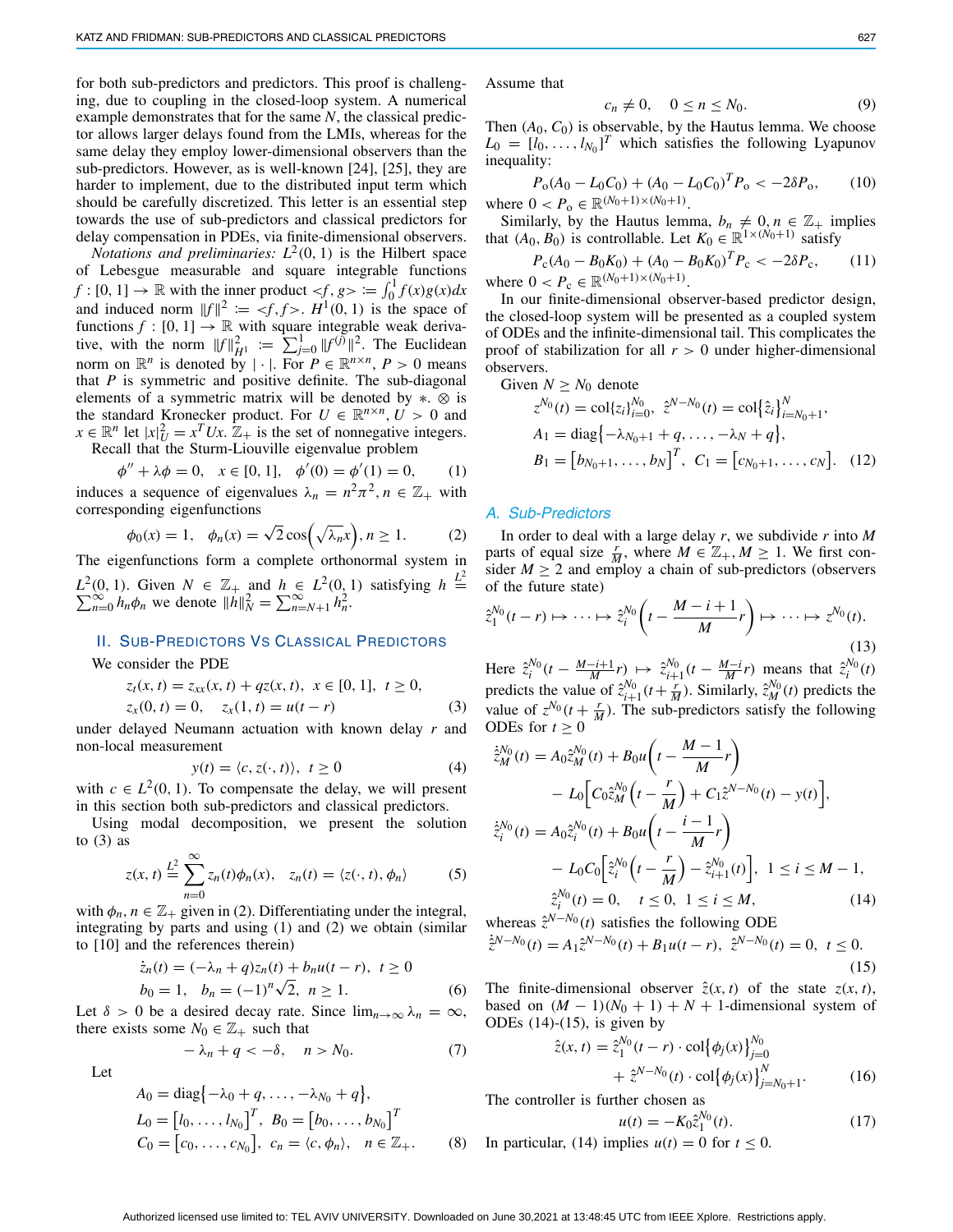for both sub-predictors and predictors. This proof is challenging, due to coupling in the closed-loop system. A numerical example demonstrates that for the same $N$, the classical predictor allows larger delays found from the LMIs, whereas for the same delay they employ lower-dimensional observers than the sub-predictors. However, as is well-known [24], [25], they are harder to implement, due to the distributed input term which should be carefully discretized. This letter is an essential step towards the use of sub-predictors and classical predictors for delay compensation in PDEs, via finite-dimensional observers.

*Notations and preliminaries:* $L^2(0,1)$ is the Hilbert space of Lebesgue measurable and square integrable functions $f:[0,1]\to\mathbb{R}$ with the inner product $<f,g>:=\int_0^1 f(x)g(x)dx$ and induced norm $\|f\|^2:=<f,f>$. $H^1(0,1)$ is the space of functions $f:[0,1]\to\mathbb{R}$ with square integrable weak derivative, with the norm $\|f\|_{H^1}^2:=\sum_{j=0}^1\|f^{(j)}\|^2$. The Euclidean norm on $\mathbb{R}^n$ is denoted by $|\cdot|$. For $P\in\mathbb{R}^{n\times n}$, $P>0$ means that $P$ is symmetric and positive definite. The sub-diagonal elements of a symmetric matrix will be denoted by $*$. $\otimes$ is the standard Kronecker product. For $U\in\mathbb{R}^{n\times n}$, $U>0$ and $x\in\mathbb{R}^n$ let $|x|_U^2=x^TUx$. $\mathbb{Z}_+$ is the set of nonnegative integers.

Recall that the Sturm-Liouville eigenvalue problem

$$\phi''+\lambda\phi=0,\quad x\in[0,1],\quad \phi'(0)=\phi'(1)=0, \tag{1}$$

induces a sequence of eigenvalues $\lambda_n=n^2\pi^2, n\in\mathbb{Z}_+$ with corresponding eigenfunctions

$$\phi_0(x)=1,\quad \phi_n(x)=\sqrt{2}\cos\left(\sqrt{\lambda_n}x\right), n\ge 1. \tag{2}$$

The eigenfunctions form a complete orthonormal system in $L^2(0,1)$. Given $N\in\mathbb{Z}_+$ and $h\in L^2(0,1)$ satisfying $h\overset{L^2}{=}\sum_{n=0}^\infty h_n\phi_n$ we denote $\|h\|_N^2=\sum_{n=N+1}^\infty h_n^2$.

## II. Sub-Predictors Vs Classical Predictors

We consider the PDE

$$\begin{aligned}&z_t(x,t)=z_{xx}(x,t)+qz(x,t),\ x\in[0,1],\ t\ge 0,\\ &z_x(0,t)=0,\quad z_x(1,t)=u(t-r)\end{aligned} \tag{3}$$

under delayed Neumann actuation with known delay $r$ and non-local measurement

$$y(t)=\langle c,z(\cdot,t)\rangle,\ t\ge 0 \tag{4}$$

with $c\in L^2(0,1)$. To compensate the delay, we will present in this section both sub-predictors and classical predictors.

Using modal decomposition, we present the solution to (3) as

$$z(x,t)\overset{L^2}{=}\sum_{n=0}^\infty z_n(t)\phi_n(x),\quad z_n(t)=\langle z(\cdot,t),\phi_n\rangle \tag{5}$$

with $\phi_n, n\in\mathbb{Z}_+$ given in (2). Differentiating under the integral, integrating by parts and using (1) and (2) we obtain (similar to [10] and the references therein)

$$\begin{aligned}&\dot z_n(t)=(-\lambda_n+q)z_n(t)+b_nu(t-r),\ t\ge 0\\ &b_0=1,\quad b_n=(-1)^n\sqrt{2},\ n\ge 1.\end{aligned} \tag{6}$$

Let $\delta>0$ be a desired decay rate. Since $\lim_{n\to\infty}\lambda_n=\infty$, there exists some $N_0\in\mathbb{Z}_+$ such that

$$-\lambda_n+q<-\delta,\quad n>N_0. \tag{7}$$

Let

$$\begin{aligned}&A_0=\text{diag}\{-\lambda_0+q,\dots,-\lambda_{N_0}+q\},\\ &L_0=[l_0,\dots,l_{N_0}]^T,\ B_0=[b_0,\dots,b_{N_0}]^T\\ &C_0=[c_0,\dots,c_{N_0}],\ c_n=\langle c,\phi_n\rangle,\quad n\in\mathbb{Z}_+.\end{aligned} \tag{8}$$

Assume that

$$c_n\neq 0,\quad 0\le n\le N_0. \tag{9}$$

Then $(A_0,C_0)$ is observable, by the Hautus lemma. We choose $L_0=[l_0,\dots,l_{N_0}]^T$ which satisfies the following Lyapunov inequality:

$$P_o(A_0-L_0C_0)+(A_0-L_0C_0)^TP_o<-2\delta P_o, \tag{10}$$

where $0<P_o\in\mathbb{R}^{(N_0+1)\times(N_0+1)}$.

Similarly, by the Hautus lemma, $b_n\neq 0, n\in\mathbb{Z}_+$ implies that $(A_0,B_0)$ is controllable. Let $K_0\in\mathbb{R}^{1\times(N_0+1)}$ satisfy

$$P_c(A_0-B_0K_0)+(A_0-B_0K_0)^TP_c<-2\delta P_c, \tag{11}$$

where $0<P_c\in\mathbb{R}^{(N_0+1)\times(N_0+1)}$.

In our finite-dimensional observer-based predictor design, the closed-loop system will be presented as a coupled system of ODEs and the infinite-dimensional tail. This complicates the proof of stabilization for all $r>0$ under higher-dimensional observers.

Given $N\ge N_0$ denote

$$\begin{aligned}&\hat z^{N_0}(t)=\text{col}\{\hat z_i\}_{i=0}^{N_0},\ \hat z^{N-N_0}(t)=\text{col}\{\hat z_i\}_{i=N_0+1}^N,\\ &A_1=\text{diag}\{-\lambda_{N_0+1}+q,\dots,-\lambda_N+q\},\\ &B_1=[b_{N_0+1},\dots,b_N]^T,\ C_1=[c_{N_0+1},\dots,c_N].\end{aligned} \tag{12}$$

### A. Sub-Predictors

In order to deal with a large delay $r$, we subdivide $r$ into $M$ parts of equal size $\frac{r}{M}$, where $M\in\mathbb{Z}_+, M\ge 1$. We first consider $M\ge 2$ and employ a chain of sub-predictors (observers of the future state)

$$\hat z_1^{N_0}(t-r)\mapsto\cdots\mapsto\hat z_i^{N_0}\left(t-\frac{M-i+1}{M}r\right)\mapsto\cdots\mapsto z^{N_0}(t). \tag{13}$$

Here $\hat z_i^{N_0}(t-\frac{M-i+1}{M}r)\mapsto\hat z_{i+1}^{N_0}(t-\frac{M-i}{M}r)$ means that $\hat z_i^{N_0}(t)$ predicts the value of $\hat z_{i+1}^{N_0}(t+\frac{r}{M})$. Similarly, $\hat z_M^{N_0}(t)$ predicts the value of $z^{N_0}(t+\frac{r}{M})$. The sub-predictors satisfy the following ODEs for $t\ge 0$

$$\begin{aligned}\dot{\hat z}_M^{N_0}(t)&=A_0\hat z_M^{N_0}(t)+B_0u\left(t-\frac{M-1}{M}r\right)\\ &\quad-L_0\left[C_0\hat z_M^{N_0}\left(t-\frac{r}{M}\right)+C_1\hat z^{N-N_0}(t)-y(t)\right],\\ \dot{\hat z}_i^{N_0}(t)&=A_0\hat z_i^{N_0}(t)+B_0u\left(t-\frac{i-1}{M}r\right)\\ &\quad-L_0C_0\left[\hat z_i^{N_0}\left(t-\frac{r}{M}\right)-\hat z_{i+1}^{N_0}(t)\right],\ 1\le i\le M-1,\\ \hat z_i^{N_0}(t)&=0,\quad t\le 0,\ 1\le i\le M,\end{aligned} \tag{14}$$

whereas $\hat z^{N-N_0}(t)$ satisfies the following ODE

$$\dot{\hat z}^{N-N_0}(t)=A_1\hat z^{N-N_0}(t)+B_1u(t-r),\ \hat z^{N-N_0}(t)=0,\ t\le 0. \tag{15}$$

The finite-dimensional observer $\hat z(x,t)$ of the state $z(x,t)$, based on $(M-1)(N_0+1)+N+1$-dimensional system of ODEs (14)-(15), is given by

$$\begin{aligned}\hat z(x,t)&=\hat z_1^{N_0}(t-r)\cdot\text{col}\{\phi_j(x)\}_{j=0}^{N_0}\\ &\quad+\hat z^{N-N_0}(t)\cdot\text{col}\{\phi_j(x)\}_{j=N_0+1}^N.\end{aligned} \tag{16}$$

The controller is further chosen as

$$u(t)=-K_0\hat z_1^{N_0}(t). \tag{17}$$

In particular, (14) implies $u(t)=0$ for $t\le 0$.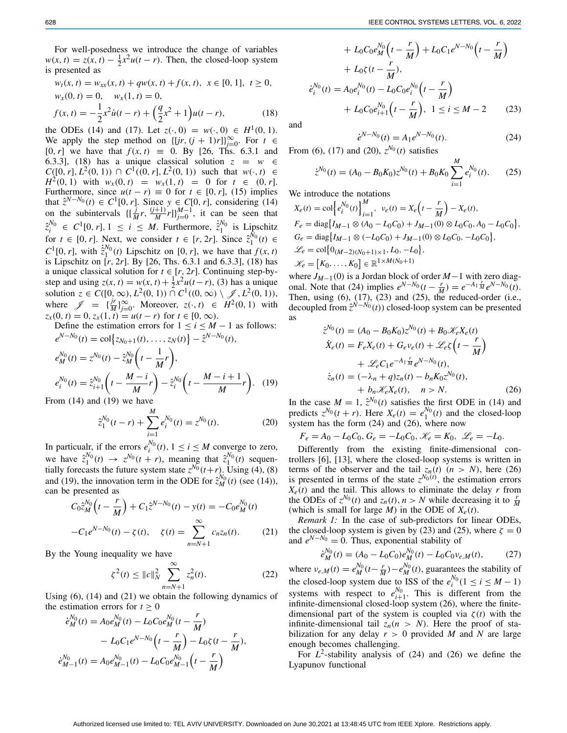For well-posedness we introduce the change of variables $w(x,t) = z(x,t) - \frac{1}{2}x^2 u(t-r)$. Then, the closed-loop system is presented as

$$
\begin{aligned}
&w_t(x,t) = w_{xx}(x,t) + qw(x,t) + f(x,t), \ x \in [0,1], \ t \geq 0, \\
&w_x(0,t) = 0, \quad w_x(1,t) = 0, \\
&f(x,t) = -\frac{1}{2}x^2 \dot{u}(t-r) + \Big(\frac{q}{2}x^2 + 1\Big)u(t-r),
\end{aligned} \tag{18}
$$

the ODEs (14) and (17). Let $z(\cdot,0) = w(\cdot,0) \in H^1(0,1)$. We apply the step method on $\{[jr,(j+1)r]\}_{j=0}^{\infty}$. For $t \in [0,r]$ we have that $f(x,t) \equiv 0$. By [26, Ths. 6.3.1 and 6.3.3], (18) has a unique classical solution $z = w \in C([0,r], L^2(0,1)) \cap C^1((0,r], L^2(0,1))$ such that $w(\cdot,t) \in H^2(0,1)$ with $w_x(0,t) = w_x(1,t) = 0$ for $t \in (0,r]$. Furthermore, since $u(t-r) \equiv 0$ for $t \in [0,r]$, (15) implies that $\hat{z}^{N-N_0}(t) \in C^1[0,r]$. Since $y \in C[0,r]$, considering (14) on the subintervals $\{[\frac{j}{M}r, \frac{(j+1)}{M}r]\}_{j=0}^{M-1}$, it can be seen that $\hat{z}_i^{N_0} \in C^1[0,r], 1 \leq i \leq M$. Furthermore, $\dot{\hat{z}}_1^{N_0}$ is Lipschitz for $t \in [0,r]$. Next, we consider $t \in [r,2r]$. Since $\hat{z}_1^{N_0}(t) \in C^1[0,r]$, with $\dot{\hat{z}}_1^{N_0}(t)$ Lipschitz on $[0,r]$, we have that $f(x,t)$ is Lipschitz on $[r,2r]$. By [26, Ths. 6.3.1 and 6.3.3], (18) has a unique classical solution for $t \in [r,2r]$. Continuing step-by-step and using $z(x,t) = w(x,t) + \frac{1}{2}x^2 u(t-r)$, (3) has a unique solution $z \in C([0,\infty), L^2(0,1)) \cap C^1((0,\infty) \setminus \mathscr{J}, L^2(0,1))$, where $\mathscr{J} = \{\frac{jr}{M}\}_{j=0}^{\infty}$. Moreover, $z(\cdot,t) \in H^2(0,1)$ with $z_x(0,t) = 0, z_x(1,t) = u(t-r)$ for $t \in [0,\infty)$.

Define the estimation errors for $1 \leq i \leq M-1$ as follows:

$$
\begin{aligned}
&e^{N-N_0}(t) = \mathrm{col}\{z_{N_0+1}(t), \dots, z_N(t)\} - \hat{z}^{N-N_0}(t), \\
&e_M^{N_0}(t) = z^{N_0}(t) - \hat{z}_M^{N_0}\Big(t - \frac{1}{M}r\Big), \\
&e_i^{N_0}(t) = \hat{z}_{i+1}^{N_0}\Big(t - \frac{M-i}{M}r\Big) - \hat{z}_i^{N_0}\Big(t - \frac{M-i+1}{M}r\Big).
\end{aligned} \tag{19}
$$

From (14) and (19) we have

$$
\hat{z}_1^{N_0}(t-r) + \sum_{i=1}^{M} e_i^{N_0}(t) = z^{N_0}(t). \tag{20}
$$

In particualr, if the errors $e_i^{N_0}(t), 1 \leq i \leq M$ converge to zero, we have $\hat{z}_1^{N_0}(t) \to z^{N_0}(t+r)$, meaning that $\hat{z}_1^{N_0}(t)$ sequentially forecasts the future system state $z^{N_0}(t+r)$. Using (4), (8) and (19), the innovation term in the ODE for $\hat{z}_M^{N_0}(t)$ (see (14)), can be presented as

$$
\begin{aligned}
&C_0 \hat{z}_M^{N_0}\Big(t - \frac{r}{M}\Big) + C_1 \hat{z}^{N-N_0}(t) - y(t) = -C_0 e_M^{N_0}(t) \\
&-C_1 e^{N-N_0}(t) - \zeta(t), \quad \zeta(t) = \sum_{n=N+1}^{\infty} c_n z_n(t).
\end{aligned} \tag{21}
$$

By the Young inequality we have

$$
\zeta^2(t) \leq \|c\|_N^2 \sum_{n=N+1}^{\infty} z_n^2(t). \tag{22}
$$

Using (6), (14) and (21) we obtain the following dynamics of the estimation errors for $t \geq 0$

$$
\begin{aligned}
\dot{e}_M^{N_0}(t) &= A_0 e_M^{N_0}(t) - L_0 C_0 e_M^{N_0}(t - \frac{r}{M}) \\
&\quad - L_0 C_1 e^{N-N_0}\Big(t - \frac{r}{M}\Big) - L_0 \zeta(t - \frac{r}{M}), \\
\dot{e}_{M-1}^{N_0}(t) &= A_0 e_{M-1}^{N_0}(t) - L_0 C_0 e_{M-1}^{N_0}\Big(t - \frac{r}{M}\Big) \\
&\quad + L_0 C_0 e_M^{N_0}\Big(t - \frac{r}{M}\Big) + L_0 C_1 e^{N-N_0}\Big(t - \frac{r}{M}\Big) \\
&\quad + L_0 \zeta(t - \frac{r}{M}), \\
\dot{e}_i^{N_0}(t) &= A_0 e_i^{N_0}(t) - L_0 C_0 e_i^{N_0}\Big(t - \frac{r}{M}\Big) \\
&\quad + L_0 C_0 e_{i+1}^{N_0}\Big(t - \frac{r}{M}\Big), \ 1 \leq i \leq M-2
\end{aligned} \tag{23}
$$

and

$$
\dot{e}^{N-N_0}(t) = A_1 e^{N-N_0}(t). \tag{24}
$$

From (6), (17) and (20), $z^{N_0}(t)$ satisfies

$$
\dot{z}^{N_0}(t) = (A_0 - B_0 K_0) z^{N_0}(t) + B_0 K_0 \sum_{i=1}^{M} e_i^{N_0}(t). \tag{25}
$$

We introduce the notations

$$
\begin{aligned}
&X_e(t) = \mathrm{col}\Big\{e_i^{N_0}(t)\Big\}_{i=1}^{M}, \ \ \nu_e(t) = X_e\Big(t - \frac{r}{M}\Big) - X_e(t), \\
&F_e = \mathrm{diag}\big\{I_{M-1} \otimes (A_0 - L_0 C_0) + J_{M-1}(0) \otimes L_0 C_0, A_0 - L_0 C_0\big\}, \\
&G_e = \mathrm{diag}\big\{I_{M-1} \otimes (-L_0 C_0) + J_{M-1}(0) \otimes L_0 C_0, -L_0 C_0\big\}, \\
&\mathscr{L}_e = \mathrm{col}\big\{0_{(M-2)(N_0+1)\times 1}, L_0, -L_0\big\}, \\
&\mathscr{K}_e = \big[K_0, \dots, K_0\big] \in \mathbb{R}^{1 \times M(N_0+1)}
\end{aligned}
$$

where $J_{M-1}(0)$ is a Jordan block of order $M-1$ with zero diagonal. Note that (24) implies $e^{N-N_0}(t - \frac{r}{M}) = e^{-A_1 \frac{r}{M}} e^{N-N_0}(t)$. Then, using (6), (17), (23) and (25), the reduced-order (i.e., decoupled from $\hat{z}^{N-N_0}(t)$) closed-loop system can be presented as

$$
\begin{aligned}
\dot{z}^{N_0}(t) &= (A_0 - B_0 K_0) z^{N_0}(t) + B_0 \mathscr{K}_e X_e(t) \\
\dot{X}_e(t) &= F_e X_e(t) + G_e \nu_e(t) + \mathscr{L}_e \zeta\Big(t - \frac{r}{M}\Big) \\
&\quad + \mathscr{L}_e C_1 e^{-A_1 \frac{r}{M}} e^{N-N_0}(t), \\
\dot{z}_n(t) &= (-\lambda_n + q) z_n(t) - b_n K_0 z^{N_0}(t), \\
&\quad + b_n \mathscr{K}_e X_e(t), \quad n > N.
\end{aligned} \tag{26}
$$

In the case $M = 1$, $\hat{z}^{N_0}(t)$ satisfies the first ODE in (14) and predicts $z^{N_0}(t+r)$. Here $X_e(t) = e_1^{N_0}(t)$ and the closed-loop system has the form (24) and (26), where now

$$
F_e = A_0 - L_0 C_0, \ G_e = -L_0 C_0, \ \mathscr{K}_e = K_0, \ \mathscr{L}_e = -L_0.
$$

Differently from the existing finite-dimensional controllers [6], [13], where the closed-loop systems is written in terms of the observer and the tail $z_n(t)$ $(n > N)$, here (26) is presented in terms of the state $z^{N_0(t)}$, the estimation errors $X_e(t)$ and the tail. This allows to eliminate the delay $r$ from the ODEs of $z^{N_0}(t)$ and $z_n(t), n > N$ while decreasing it to $\frac{r}{M}$ (which is small for large $M$) in the ODE of $X_e(t)$.

*Remark 1:* In the case of sub-predictors for linear ODEs, the closed-loop system is given by (23) and (25), where $\zeta = 0$ and $e^{N-N_0} = 0$. Thus, exponential stability of

$$
\dot{e}_M^{N_0}(t) = (A_0 - L_0 C_0) e_M^{N_0}(t) - L_0 C_0 \nu_{e,M}(t), \tag{27}
$$

where $\nu_{e,M}(t) = e_M^{N_0}(t - \frac{r}{M}) - e_M^{N_0}(t)$, guarantees the stability of the closed-loop system due to ISS of the $e_i^{N_0} (1 \leq i \leq M-1)$ systems with respect to $e_{i+1}^{N_0}$. This is different from the infinite-dimensional closed-loop system (26), where the finite-dimensional part of the system is coupled via $\zeta(t)$ with the infinite-dimensional tail $z_n (n > N)$. Here the proof of stabilization for any delay $r > 0$ provided $M$ and $N$ are large enough becomes challenging.

For $L^2$-stability analysis of (24) and (26) we define the Lyapunov functional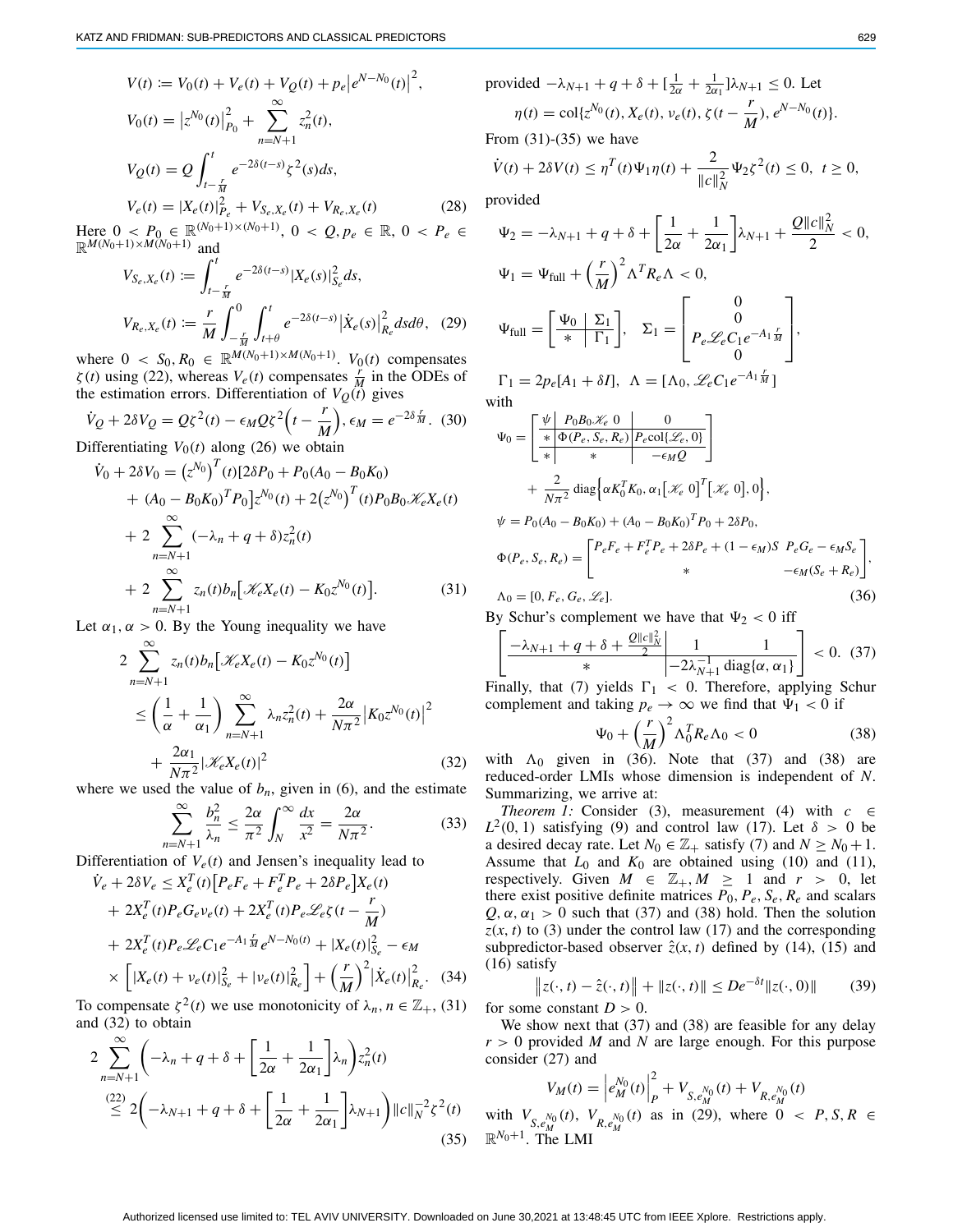$$
\begin{aligned}
V(t) &:= V_0(t) + V_e(t) + V_Q(t) + p_e\left|e^{N-N_0}(t)\right|^2,\\
V_0(t) &= \left|z^{N_0}(t)\right|^2_{P_0} + \sum_{n=N+1}^{\infty} z_n^2(t),\\
V_Q(t) &= Q\int_{t-\frac{r}{M}}^{t} e^{-2\delta(t-s)}\zeta^2(s)ds,\\
V_e(t) &= |X_e(t)|^2_{P_e} + V_{S_e,X_e}(t) + V_{R_e,X_e}(t)
\end{aligned} \tag{28}
$$

Here $0 < P_0 \in \mathbb{R}^{(N_0+1)\times(N_0+1)}$, $0 < Q, p_e \in \mathbb{R}$, $0 < P_e \in \mathbb{R}^{M(N_0+1)\times M(N_0+1)}$ and

$$
\begin{aligned}
V_{S_e,X_e}(t) &:= \int_{t-\frac{r}{M}}^{t} e^{-2\delta(t-s)}|X_e(s)|^2_{S_e}ds,\\
V_{R_e,X_e}(t) &:= \frac{r}{M}\int_{-\frac{r}{M}}^{0}\int_{t+\theta}^{t} e^{-2\delta(t-s)}\left|\dot{X}_e(s)\right|^2_{R_e}dsd\theta,
\end{aligned} \tag{29}
$$

where $0 < S_0, R_0 \in \mathbb{R}^{M(N_0+1)\times M(N_0+1)}$. $V_0(t)$ compensates $\zeta(t)$ using (22), whereas $V_e(t)$ compensates $\frac{r}{M}$ in the ODEs of the estimation errors. Differentiation of $V_Q(t)$ gives

$$
\dot{V}_Q + 2\delta V_Q = Q\zeta^2(t) - \epsilon_M Q\zeta^2\Big(t-\frac{r}{M}\Big), \epsilon_M = e^{-2\delta\frac{r}{M}}. \tag{30}
$$

Differentiating $V_0(t)$ along (26) we obtain

$$
\begin{aligned}
\dot{V}_0 + 2\delta V_0 &= \left(z^{N_0}\right)^T(t)[2\delta P_0 + P_0(A_0 - B_0K_0)\\
&\quad + (A_0 - B_0K_0)^T P_0]z^{N_0}(t) + 2\left(z^{N_0}\right)^T(t)P_0B_0\mathscr{K}_eX_e(t)\\
&\quad + 2\sum_{n=N+1}^{\infty}(-\lambda_n + q + \delta)z_n^2(t)\\
&\quad + 2\sum_{n=N+1}^{\infty} z_n(t)b_n\left[\mathscr{K}_eX_e(t) - K_0z^{N_0}(t)\right].
\end{aligned} \tag{31}
$$

Let $\alpha_1, \alpha > 0$. By the Young inequality we have

$$
\begin{aligned}
2\sum_{n=N+1}^{\infty} & z_n(t)b_n\left[\mathscr{K}_eX_e(t) - K_0z^{N_0}(t)\right]\\
&\le \left(\frac{1}{\alpha} + \frac{1}{\alpha_1}\right)\sum_{n=N+1}^{\infty}\lambda_n z_n^2(t) + \frac{2\alpha}{N\pi^2}\left|K_0z^{N_0}(t)\right|^2\\
&\quad + \frac{2\alpha_1}{N\pi^2}|\mathscr{K}_eX_e(t)|^2
\end{aligned} \tag{32}
$$

where we used the value of $b_n$, given in (6), and the estimate

$$
\sum_{n=N+1}^{\infty}\frac{b_n^2}{\lambda_n} \le \frac{2\alpha}{\pi^2}\int_N^{\infty}\frac{dx}{x^2} = \frac{2\alpha}{N\pi^2}. \tag{33}
$$

Differentiation of $V_e(t)$ and Jensen's inequality lead to

$$
\begin{aligned}
\dot{V}_e + 2\delta V_e &\le X_e^T(t)\left[P_eF_e + F_e^TP_e + 2\delta P_e\right]X_e(t)\\
&\quad + 2X_e^T(t)P_eG_e\nu_e(t) + 2X_e^T(t)P_e\mathscr{L}_e\zeta\Big(t-\frac{r}{M}\Big)\\
&\quad + 2X_e^T(t)P_e\mathscr{L}_eC_1e^{-A_1\frac{r}{M}}e^{N-N_0(t)} + |X_e(t)|^2_{S_e} - \epsilon_M\\
&\quad \times\left[|X_e(t) + \nu_e(t)|^2_{S_e} + |\nu_e(t)|^2_{R_e}\right] + \left(\frac{r}{M}\right)^2\left|\dot{X}_e(t)\right|^2_{R_e}.
\end{aligned} \tag{34}
$$

To compensate $\zeta^2(t)$ we use monotonicity of $\lambda_n, n \in \mathbb{Z}_+$, (31) and (32) to obtain

$$
\begin{aligned}
2\sum_{n=N+1}^{\infty} & \left(-\lambda_n + q + \delta + \left[\frac{1}{2\alpha} + \frac{1}{2\alpha_1}\right]\lambda_n\right)z_n^2(t)\\
&\overset{(22)}{\le} 2\left(-\lambda_{N+1} + q + \delta + \left[\frac{1}{2\alpha} + \frac{1}{2\alpha_1}\right]\lambda_{N+1}\right)\|c\|_N^{-2}\zeta^2(t)
\end{aligned} \tag{35}
$$

provided $-\lambda_{N+1} + q + \delta + [\frac{1}{2\alpha} + \frac{1}{2\alpha_1}]\lambda_{N+1} \le 0$. Let

$$
\eta(t) = \mathrm{col}\{z^{N_0}(t), X_e(t), \nu_e(t), \zeta(t-\frac{r}{M}), e^{N-N_0}(t)\}.
$$

From (31)-(35) we have

$$
\dot{V}(t) + 2\delta V(t) \le \eta^T(t)\Psi_1\eta(t) + \frac{2}{\|c\|_N^2}\Psi_2\zeta^2(t) \le 0, \ \ t \ge 0,
$$

provided

$$
\begin{aligned}
\Psi_2 &= -\lambda_{N+1} + q + \delta + \left[\frac{1}{2\alpha} + \frac{1}{2\alpha_1}\right]\lambda_{N+1} + \frac{Q\|c\|_N^2}{2} < 0,\\
\Psi_1 &= \Psi_{\text{full}} + \left(\frac{r}{M}\right)^2\Lambda^TR_e\Lambda < 0,\\
\Psi_{\text{full}} &= \left[\begin{array}{c|c}\Psi_0 & \Sigma_1\\ \hline * & \Gamma_1\end{array}\right], \quad \Sigma_1 = \begin{bmatrix}0\\0\\P_e\mathscr{L}_eC_1e^{-A_1\frac{r}{M}}\\0\end{bmatrix},\\
\Gamma_1 &= 2p_e[A_1 + \delta I], \ \ \Lambda = [\Lambda_0, \mathscr{L}_eC_1e^{-A_1\frac{r}{M}}]
\end{aligned}
$$

with

$$
\begin{aligned}
\Psi_0 &= \left[\begin{array}{c|c|c}\psi & P_0B_0\mathscr{K}_e \ 0 & 0\\ \hline * & \Phi(P_e,S_e,R_e) & P_e\mathrm{col}\{\mathscr{L}_e,0\}\\ \hline * & * & -\epsilon_MQ\end{array}\right]\\
&\quad + \frac{2}{N\pi^2}\mathrm{diag}\left\{\alpha K_0^TK_0, \alpha_1\left[\mathscr{K}_e \ 0\right]^T\left[\mathscr{K}_e \ 0\right], 0\right\},\\
\psi &= P_0(A_0 - B_0K_0) + (A_0 - B_0K_0)^TP_0 + 2\delta P_0,\\
\Phi(P_e,S_e,R_e) &= \begin{bmatrix}P_eF_e + F_e^TP_e + 2\delta P_e + (1-\epsilon_M)S & P_eG_e - \epsilon_MS_e\\ * & -\epsilon_M(S_e + R_e)\end{bmatrix},\\
\Lambda_0 &= [0, F_e, G_e, \mathscr{L}_e].
\end{aligned} \tag{36}
$$

By Schur's complement we have that $\Psi_2 < 0$ iff

$$
\left[\begin{array}{c|cc}-\lambda_{N+1} + q + \delta + \frac{Q\|c\|_N^2}{2} & 1 & 1\\ \hline * & \multicolumn{2}{c}{-2\lambda_{N+1}^{-1}\mathrm{diag}\{\alpha, \alpha_1\}}\end{array}\right] < 0. \tag{37}
$$

Finally, that (7) yields $\Gamma_1 < 0$. Therefore, applying Schur complement and taking $p_e \to \infty$ we find that $\Psi_1 < 0$ if

$$
\Psi_0 + \left(\frac{r}{M}\right)^2\Lambda_0^TR_e\Lambda_0 < 0 \tag{38}
$$

with $\Lambda_0$ given in (36). Note that (37) and (38) are reduced-order LMIs whose dimension is independent of $N$. Summarizing, we arrive at:

*Theorem 1:* Consider (3), measurement (4) with $c \in L^2(0,1)$ satisfying (9) and control law (17). Let $\delta > 0$ be a desired decay rate. Let $N_0 \in \mathbb{Z}_+$ satisfy (7) and $N \ge N_0 + 1$. Assume that $L_0$ and $K_0$ are obtained using (10) and (11), respectively. Given $M \in \mathbb{Z}_+, M \ge 1$ and $r > 0$, let there exist positive definite matrices $P_0, P_e, S_e, R_e$ and scalars $Q, \alpha, \alpha_1 > 0$ such that (37) and (38) hold. Then the solution $z(x,t)$ to (3) under the control law (17) and the corresponding subpredictor-based observer $\hat{z}(x,t)$ defined by (14), (15) and (16) satisfy

$$
\left\|z(\cdot,t) - \hat{z}(\cdot,t)\right\| + \|z(\cdot,t)\| \le De^{-\delta t}\|z(\cdot,0)\| \tag{39}
$$

for some constant $D > 0$.

We show next that (37) and (38) are feasible for any delay $r > 0$ provided $M$ and $N$ are large enough. For this purpose consider (27) and

$$
V_M(t) = \left|e_M^{N_0}(t)\right|_P^2 + V_{S,e_M^{N_0}}(t) + V_{R,e_M^{N_0}}(t)
$$

with $V_{S,e_M^{N_0}}(t)$, $V_{R,e_M^{N_0}}(t)$ as in (29), where $0 < P, S, R \in \mathbb{R}^{N_0+1}$. The LMI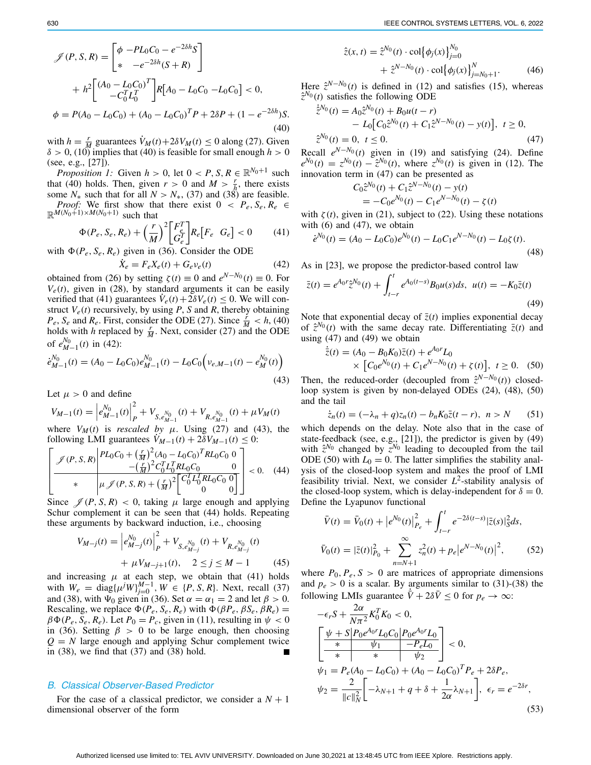$$
\mathscr{J}(P,S,R) = \begin{bmatrix} \phi & -PL_0C_0 - e^{-2\delta h}S \\ * & -e^{-2\delta h}(S+R) \end{bmatrix} + h^2\begin{bmatrix} (A_0 - L_0C_0)^T \\ -C_0^T L_0^T \end{bmatrix} R\begin{bmatrix} A_0 - L_0C_0 & -L_0C_0 \end{bmatrix} < 0,
$$

$$
\phi = P(A_0 - L_0C_0) + (A_0 - L_0C_0)^T P + 2\delta P + (1 - e^{-2\delta h})S. \tag{40}
$$

with $h = \frac{r}{M}$ guarantees $\dot{V}_M(t) + 2\delta V_M(t) \le 0$ along (27). Given $\delta > 0$, (10) implies that (40) is feasible for small enough $h > 0$ (see, e.g., [27]).

*Proposition 1:* Given $h > 0$, let $0 < P, S, R \in \mathbb{R}^{N_0+1}$ such that (40) holds. Then, given $r > 0$ and $M > \frac{r}{h}$, there exists some $N_*$ such that for all $N > N_*$, (37) and (38) are feasible.

*Proof:* We first show that there exist $0 < P_e, S_e, R_e \in \mathbb{R}^{M(N_0+1)\times M(N_0+1)}$ such that

$$
\Phi(P_e, S_e, R_e) + \left(\frac{r}{M}\right)^2 \begin{bmatrix} F_e^T \\ G_e^T \end{bmatrix} R_e \begin{bmatrix} F_e & G_e \end{bmatrix} < 0 \tag{41}
$$

with $\Phi(P_e, S_e, R_e)$ given in (36). Consider the ODE

$$
\dot{X}_e = F_e X_e(t) + G_e v_e(t) \tag{42}
$$

obtained from (26) by setting $\zeta(t) \equiv 0$ and $e^{N-N_0}(t) \equiv 0$. For $V_e(t)$, given in (28), by standard arguments it can be easily verified that (41) guarantees $\dot{V}_e(t) + 2\delta V_e(t) \le 0$. We will construct $V_e(t)$ recursively, by using $P$, $S$ and $R$, thereby obtaining $P_e$, $S_e$ and $R_e$. First, consider the ODE (27). Since $\frac{r}{M} < h$, (40) holds with $h$ replaced by $\frac{r}{M}$. Next, consider (27) and the ODE of $e_{M-1}^{N_0}(t)$ in (42):

$$
\dot{e}_{M-1}^{N_0}(t) = (A_0 - L_0C_0)e_{M-1}^{N_0}(t) - L_0C_0\left(v_{e,M-1}(t) - e_M^{N_0}(t)\right) \tag{43}
$$

Let $\mu > 0$ and define

$$
V_{M-1}(t) = \left|e_{M-1}^{N_0}(t)\right|_P^2 + V_{S,e_{M-1}^{N_0}}(t) + V_{R,e_{M-1}^{N_0}}(t) + \mu V_M(t)
$$

where $V_M(t)$ is *rescaled by* $\mu$. Using (27) and (43), the following LMI guarantees $\dot{V}_{M-1}(t) + 2\delta V_{M-1}(t) \le 0$:

$$
\left[\begin{array}{c|c} \mathscr{J}(P,S,R) & \begin{matrix} PL_0C_0 + \left(\frac{r}{M}\right)^2(A_0 - L_0C_0)^T RL_0C_0 & 0 \\ -\left(\frac{r}{M}\right)^2 C_0^T L_0^T RL_0C_0 & 0 \end{matrix} \\ \hline * & \mu\mathscr{J}(P,S,R) + \left(\frac{r}{M}\right)^2\begin{bmatrix} C_0^T L_0^T RL_0C_0 & 0 \\ 0 & 0 \end{bmatrix} \end{array}\right] < 0. \tag{44}
$$

Since $\mathscr{J}(P,S,R) < 0$, taking $\mu$ large enough and applying Schur complement it can be seen that (44) holds. Repeating these arguments by backward induction, i.e., choosing

$$
V_{M-j}(t) = \left|e_{M-j}^{N_0}(t)\right|_P^2 + V_{S,e_{M-j}^{N_0}}(t) + V_{R,e_{M-j}^{N_0}}(t) + \mu V_{M-j+1}(t), \quad 2 \le j \le M-1 \tag{45}
$$

and increasing $\mu$ at each step, we obtain that (41) holds with $W_e = \mathrm{diag}\{\mu^j W\}_{j=0}^{M-1}$, $W \in \{P, S, R\}$. Next, recall (37) and (38), with $\Psi_0$ given in (36). Set $\alpha = \alpha_1 = 2$ and let $\beta > 0$. Rescaling, we replace $\Phi(P_e, S_e, R_e)$ with $\Phi(\beta P_e, \beta S_e, \beta R_e) = \beta\Phi(P_e, S_e, R_e)$. Let $P_0 = P_c$, given in (11), resulting in $\psi < 0$ in (36). Setting $\beta > 0$ to be large enough, then choosing $Q = N$ large enough and applying Schur complement twice in (38), we find that (37) and (38) hold. ∎

### B. Classical Observer-Based Predictor

For the case of a classical predictor, we consider a $N+1$ dimensional observer of the form

$$
\hat{z}(x,t) = \hat{z}^{N_0}(t) \cdot \mathrm{col}\left\{\phi_j(x)\right\}_{j=0}^{N_0} + \hat{z}^{N-N_0}(t) \cdot \mathrm{col}\left\{\phi_j(x)\right\}_{j=N_0+1}^{N}. \tag{46}
$$

Here $\hat{z}^{N-N_0}(t)$ is defined in (12) and satisfies (15), whereas $\hat{z}^{N_0}(t)$ satisfies the following ODE

$$
\begin{aligned}
\dot{\hat{z}}^{N_0}(t) &= A_0\hat{z}^{N_0}(t) + B_0u(t-r) \\
&\quad - L_0\left[C_0\hat{z}^{N_0}(t) + C_1\hat{z}^{N-N_0}(t) - y(t)\right], \ t \ge 0, \\
\hat{z}^{N_0}(t) &= 0, \ t \le 0.
\end{aligned} \tag{47}
$$

Recall $e^{N-N_0}(t)$ given in (19) and satisfying (24). Define $e^{N_0}(t) = z^{N_0}(t) - \hat{z}^{N_0}(t)$, where $z^{N_0}(t)$ is given in (12). The innovation term in (47) can be presented as

$$
C_0\hat{z}^{N_0}(t) + C_1\hat{z}^{N-N_0}(t) - y(t) = -C_0e^{N_0}(t) - C_1e^{N-N_0}(t) - \zeta(t)
$$

with $\zeta(t)$, given in (21), subject to (22). Using these notations with (6) and (47), we obtain

$$
\dot{e}^{N_0}(t) = (A_0 - L_0C_0)e^{N_0}(t) - L_0C_1e^{N-N_0}(t) - L_0\zeta(t). \tag{48}
$$

As in [23], we propose the predictor-based control law

$$
\bar{z}(t) = e^{A_0r}\hat{z}^{N_0}(t) + \int_{t-r}^{t} e^{A_0(t-s)}B_0u(s)ds, \ u(t) = -K_0\bar{z}(t) \tag{49}
$$

Note that exponential decay of $\bar{z}(t)$ implies exponential decay of $\hat{z}^{N_0}(t)$ with the same decay rate. Differentiating $\bar{z}(t)$ and using (47) and (49) we obtain

$$
\dot{\bar{z}}(t) = (A_0 - B_0K_0)\bar{z}(t) + e^{A_0r}L_0 \times \left[C_0e^{N_0}(t) + C_1e^{N-N_0}(t) + \zeta(t)\right], \ t \ge 0. \tag{50}
$$

Then, the reduced-order (decoupled from $\hat{z}^{N-N_0}(t)$) closed-loop system is given by non-delayed ODEs (24), (48), (50) and the tail

$$
\dot{z}_n(t) = (-\lambda_n + q)z_n(t) - b_nK_0\bar{z}(t-r), \ n > N \tag{51}
$$

which depends on the delay. Note also that in the case of state-feedback (see, e.g., [21]), the predictor is given by (49) with $\hat{z}^{N_0}$ changed by $z^{N_0}$ leading to decoupled from the tail ODE (50) with $L_0 = 0$. The latter simplifies the stability analysis of the closed-loop system and makes the proof of LMI feasibility trivial. Next, we consider $L^2$-stability analysis of the closed-loop system, which is delay-independent for $\delta = 0$. Define the Lyapunov functional

$$
\begin{aligned}
\bar{V}(t) &= \bar{V}_0(t) + \left|e^{N_0}(t)\right|_{P_e}^2 + \int_{t-r}^{t} e^{-2\delta(t-s)}|\bar{z}(s)|_S^2 ds, \\
\bar{V}_0(t) &= |\bar{z}(t)|_{P_0}^2 + \sum_{n=N+1}^{\infty} z_n^2(t) + p_e\left|e^{N-N_0}(t)\right|^2,
\end{aligned} \tag{52}
$$

where $P_0, P_e, S > 0$ are matrices of appropriate dimensions and $p_e > 0$ is a scalar. By arguments similar to (31)-(38) the following LMIs guarantee $\dot{\bar{V}} + 2\delta\bar{V} \le 0$ for $p_e \to \infty$:

$$
\begin{aligned}
&-\epsilon_r S + \frac{2\alpha}{N\pi^2}K_0^TK_0 < 0, \\
&\left[\begin{array}{c|c|c} \psi + S & P_0e^{A_0r}L_0C_0 & P_0e^{A_0r}L_0 \\ \hline * & \psi_1 & -P_eL_0 \\ \hline * & * & \psi_2 \end{array}\right] < 0, \\
&\psi_1 = P_e(A_0 - L_0C_0) + (A_0 - L_0C_0)^TP_e + 2\delta P_e, \\
&\psi_2 = \frac{2}{\|c\|_N^2}\left[-\lambda_{N+1} + q + \delta + \frac{1}{2\alpha}\lambda_{N+1}\right], \ \epsilon_r = e^{-2\delta r},
\end{aligned} \tag{53}
$$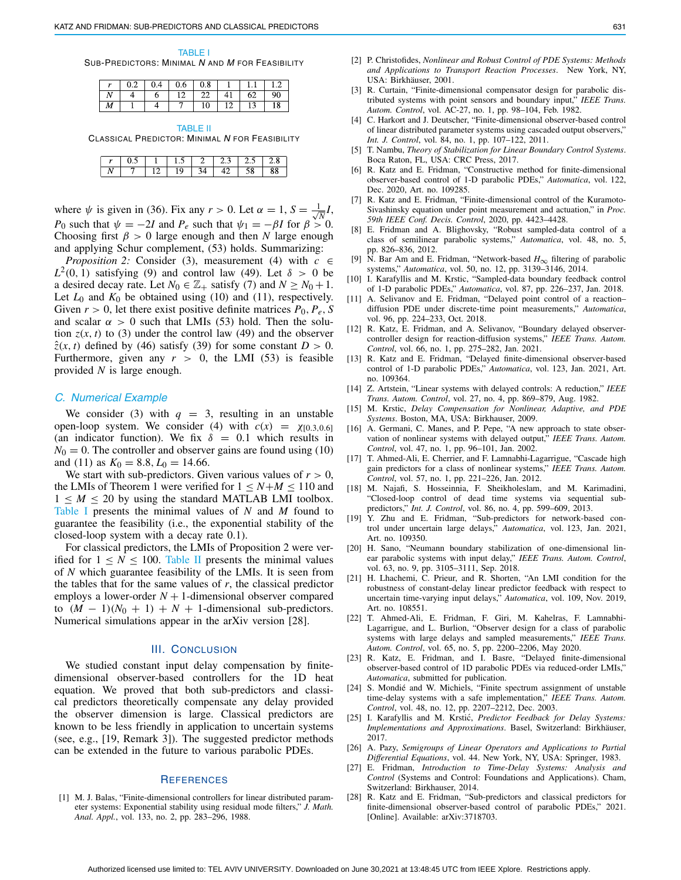TABLE I
SUB-PREDICTORS: MINIMAL $N$ AND $M$ FOR FEASIBILITY

| $r$ | 0.2 | 0.4 | 0.6 | 0.8 | 1 | 1.1 | 1.2 |
|---|---|---|---|---|---|---|---|
| $N$ | 4 | 6 | 12 | 22 | 41 | 62 | 90 |
| $M$ | 1 | 4 | 7 | 10 | 12 | 13 | 18 |

TABLE II
CLASSICAL PREDICTOR: MINIMAL $N$ FOR FEASIBILITY

| $r$ | 0.5 | 1 | 1.5 | 2 | 2.3 | 2.5 | 2.8 |
|---|---|---|---|---|---|---|---|
| $N$ | 7 | 12 | 19 | 34 | 42 | 58 | 88 |

where $\psi$ is given in (36). Fix any $r > 0$. Let $\alpha = 1$, $S = \frac{1}{\sqrt{N}}I$, $P_0$ such that $\psi = -2I$ and $P_e$ such that $\psi_1 = -\beta I$ for $\beta > 0$. Choosing first $\beta > 0$ large enough and then $N$ large enough and applying Schur complement, (53) holds. Summarizing:

*Proposition 2:* Consider (3), measurement (4) with $c \in L^2(0, 1)$ satisfying (9) and control law (49). Let $\delta > 0$ be a desired decay rate. Let $N_0 \in \mathbb{Z}_+$ satisfy (7) and $N \geq N_0 + 1$. Let $L_0$ and $K_0$ be obtained using (10) and (11), respectively. Given $r > 0$, let there exist positive definite matrices $P_0, P_e, S$ and scalar $\alpha > 0$ such that LMIs (53) hold. Then the solution $z(x, t)$ to (3) under the control law (49) and the observer $\hat{z}(x, t)$ defined by (46) satisfy (39) for some constant $D > 0$. Furthermore, given any $r > 0$, the LMI (53) is feasible provided $N$ is large enough.

### C. Numerical Example

We consider (3) with $q = 3$, resulting in an unstable open-loop system. We consider (4) with $c(x) = \chi_{[0.3,0.6]}$ (an indicator function). We fix $\delta = 0.1$ which results in $N_0 = 0$. The controller and observer gains are found using (10) and (11) as $K_0 = 8.8, L_0 = 14.66$.

We start with sub-predictors. Given various values of $r > 0$, the LMIs of Theorem 1 were verified for $1 \leq N+M \leq 110$ and $1 \leq M \leq 20$ by using the standard MATLAB LMI toolbox. Table I presents the minimal values of $N$ and $M$ found to guarantee the feasibility (i.e., the exponential stability of the closed-loop system with a decay rate 0.1).

For classical predictors, the LMIs of Proposition 2 were verified for $1 \leq N \leq 100$. Table II presents the minimal values of $N$ which guarantee feasibility of the LMIs. It is seen from the tables that for the same values of $r$, the classical predictor employs a lower-order $N + 1$-dimensional observer compared to $(M - 1)(N_0 + 1) + N + 1$-dimensional sub-predictors. Numerical simulations appear in the arXiv version [28].

## III. CONCLUSION

We studied constant input delay compensation by finite-dimensional observer-based controllers for the 1D heat equation. We proved that both sub-predictors and classical predictors theoretically compensate any delay provided the observer dimension is large. Classical predictors are known to be less friendly in application to uncertain systems (see, e.g., [19, Remark 3]). The suggested predictor methods can be extended in the future to various parabolic PDEs.

## REFERENCES

[1] M. J. Balas, "Finite-dimensional controllers for linear distributed parameter systems: Exponential stability using residual mode filters," *J. Math. Anal. Appl.*, vol. 133, no. 2, pp. 283–296, 1988.

[2] P. Christofides, *Nonlinear and Robust Control of PDE Systems: Methods and Applications to Transport Reaction Processes*. New York, NY, USA: Birkhäuser, 2001.

[3] R. Curtain, "Finite-dimensional compensator design for parabolic distributed systems with point sensors and boundary input," *IEEE Trans. Autom. Control*, vol. AC-27, no. 1, pp. 98–104, Feb. 1982.

[4] C. Harkort and J. Deutscher, "Finite-dimensional observer-based control of linear distributed parameter systems using cascaded output observers," *Int. J. Control*, vol. 84, no. 1, pp. 107–122, 2011.

[5] T. Nambu, *Theory of Stabilization for Linear Boundary Control Systems*. Boca Raton, FL, USA: CRC Press, 2017.

[6] R. Katz and E. Fridman, "Constructive method for finite-dimensional observer-based control of 1-D parabolic PDEs," *Automatica*, vol. 122, Dec. 2020, Art. no. 109285.

[7] R. Katz and E. Fridman, "Finite-dimensional control of the Kuramoto-Sivashinsky equation under point measurement and actuation," in *Proc. 59th IEEE Conf. Decis. Control*, 2020, pp. 4423–4428.

[8] E. Fridman and A. Blighovsky, "Robust sampled-data control of a class of semilinear parabolic systems," *Automatica*, vol. 48, no. 5, pp. 826–836, 2012.

[9] N. Bar Am and E. Fridman, "Network-based $H_\infty$ filtering of parabolic systems," *Automatica*, vol. 50, no. 12, pp. 3139–3146, 2014.

[10] I. Karafyllis and M. Krstic, "Sampled-data boundary feedback control of 1-D parabolic PDEs," *Automatica*, vol. 87, pp. 226–237, Jan. 2018.

[11] A. Selivanov and E. Fridman, "Delayed point control of a reaction–diffusion PDE under discrete-time point measurements," *Automatica*, vol. 96, pp. 224–233, Oct. 2018.

[12] R. Katz, E. Fridman, and A. Selivanov, "Boundary delayed observer-controller design for reaction-diffusion systems," *IEEE Trans. Autom. Control*, vol. 66, no. 1, pp. 275–282, Jan. 2021.

[13] R. Katz and E. Fridman, "Delayed finite-dimensional observer-based control of 1-D parabolic PDEs," *Automatica*, vol. 123, Jan. 2021, Art. no. 109364.

[14] Z. Artstein, "Linear systems with delayed controls: A reduction," *IEEE Trans. Autom. Control*, vol. 27, no. 4, pp. 869–879, Aug. 1982.

[15] M. Krstic, *Delay Compensation for Nonlinear, Adaptive, and PDE Systems*. Boston, MA, USA: Birkhauser, 2009.

[16] A. Germani, C. Manes, and P. Pepe, "A new approach to state observation of nonlinear systems with delayed output," *IEEE Trans. Autom. Control*, vol. 47, no. 1, pp. 96–101, Jan. 2002.

[17] T. Ahmed-Ali, E. Cherrier, and F. Lamnabhi-Lagarrigue, "Cascade high gain predictors for a class of nonlinear systems," *IEEE Trans. Autom. Control*, vol. 57, no. 1, pp. 221–226, Jan. 2012.

[18] M. Najafi, S. Hosseinnia, F. Sheikholeslam, and M. Karimadini, "Closed-loop control of dead time systems via sequential sub-predictors," *Int. J. Control*, vol. 86, no. 4, pp. 599–609, 2013.

[19] Y. Zhu and E. Fridman, "Sub-predictors for network-based control under uncertain large delays," *Automatica*, vol. 123, Jan. 2021, Art. no. 109350.

[20] H. Sano, "Neumann boundary stabilization of one-dimensional linear parabolic systems with input delay," *IEEE Trans. Autom. Control*, vol. 63, no. 9, pp. 3105–3111, Sep. 2018.

[21] H. Lhachemi, C. Prieur, and R. Shorten, "An LMI condition for the robustness of constant-delay linear predictor feedback with respect to uncertain time-varying input delays," *Automatica*, vol. 109, Nov. 2019, Art. no. 108551.

[22] T. Ahmed-Ali, E. Fridman, F. Giri, M. Kahelras, F. Lamnabhi-Lagarrigue, and L. Burlion, "Observer design for a class of parabolic systems with large delays and sampled measurements," *IEEE Trans. Autom. Control*, vol. 65, no. 5, pp. 2200–2206, May 2020.

[23] R. Katz, E. Fridman, and I. Basre, "Delayed finite-dimensional observer-based control of 1D parabolic PDEs via reduced-order LMIs," *Automatica*, submitted for publication.

[24] S. Mondié and W. Michiels, "Finite spectrum assignment of unstable time-delay systems with a safe implementation," *IEEE Trans. Autom. Control*, vol. 48, no. 12, pp. 2207–2212, Dec. 2003.

[25] I. Karafyllis and M. Krstić, *Predictor Feedback for Delay Systems: Implementations and Approximations*. Basel, Switzerland: Birkhäuser, 2017.

[26] A. Pazy, *Semigroups of Linear Operators and Applications to Partial Differential Equations*, vol. 44. New York, NY, USA: Springer, 1983.

[27] E. Fridman, *Introduction to Time-Delay Systems: Analysis and Control* (Systems and Control: Foundations and Applications). Cham, Switzerland: Birkhauser, 2014.

[28] R. Katz and E. Fridman, "Sub-predictors and classical predictors for finite-dimensional observer-based control of parabolic PDEs," 2021. [Online]. Available: arXiv:3718703.